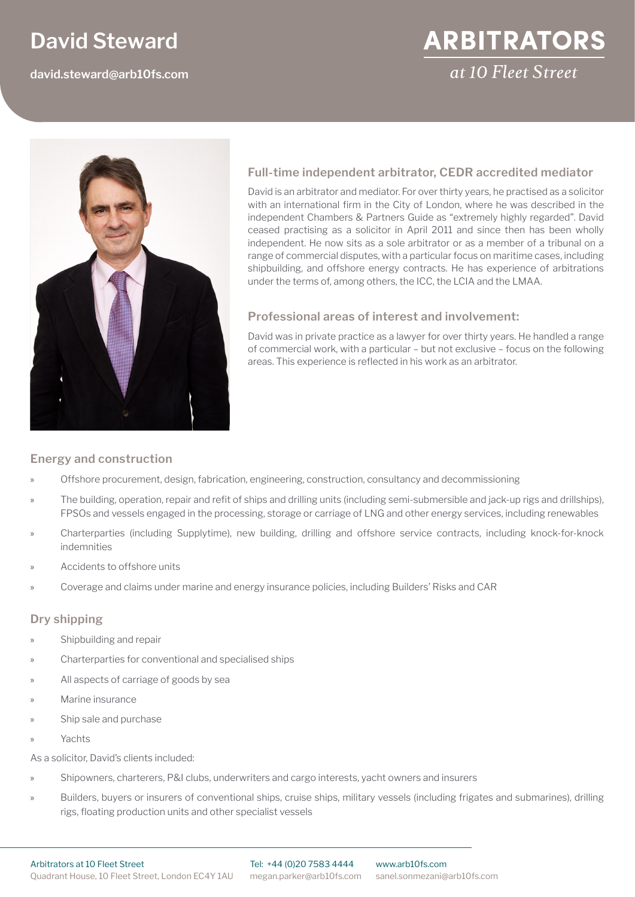# David Steward

david.steward@arb10fs.com

**ARBITRATORS**
*at 10 Fleet Street*

## Full-time independent arbitrator, CEDR accredited mediator

David is an arbitrator and mediator. For over thirty years, he practised as a solicitor with an international firm in the City of London, where he was described in the independent Chambers & Partners Guide as "extremely highly regarded". David ceased practising as a solicitor in April 2011 and since then has been wholly independent. He now sits as a sole arbitrator or as a member of a tribunal on a range of commercial disputes, with a particular focus on maritime cases, including shipbuilding, and offshore energy contracts. He has experience of arbitrations under the terms of, among others, the ICC, the LCIA and the LMAA.

## Professional areas of interest and involvement:

David was in private practice as a lawyer for over thirty years. He handled a range of commercial work, with a particular – but not exclusive – focus on the following areas. This experience is reflected in his work as an arbitrator.

## Energy and construction

- Offshore procurement, design, fabrication, engineering, construction, consultancy and decommissioning
- The building, operation, repair and refit of ships and drilling units (including semi-submersible and jack-up rigs and drillships), FPSOs and vessels engaged in the processing, storage or carriage of LNG and other energy services, including renewables
- Charterparties (including Supplytime), new building, drilling and offshore service contracts, including knock-for-knock indemnities
- Accidents to offshore units
- Coverage and claims under marine and energy insurance policies, including Builders' Risks and CAR

## Dry shipping

- Shipbuilding and repair
- Charterparties for conventional and specialised ships
- All aspects of carriage of goods by sea
- Marine insurance
- Ship sale and purchase
- Yachts

As a solicitor, David's clients included:

- Shipowners, charterers, P&I clubs, underwriters and cargo interests, yacht owners and insurers
- Builders, buyers or insurers of conventional ships, cruise ships, military vessels (including frigates and submarines), drilling rigs, floating production units and other specialist vessels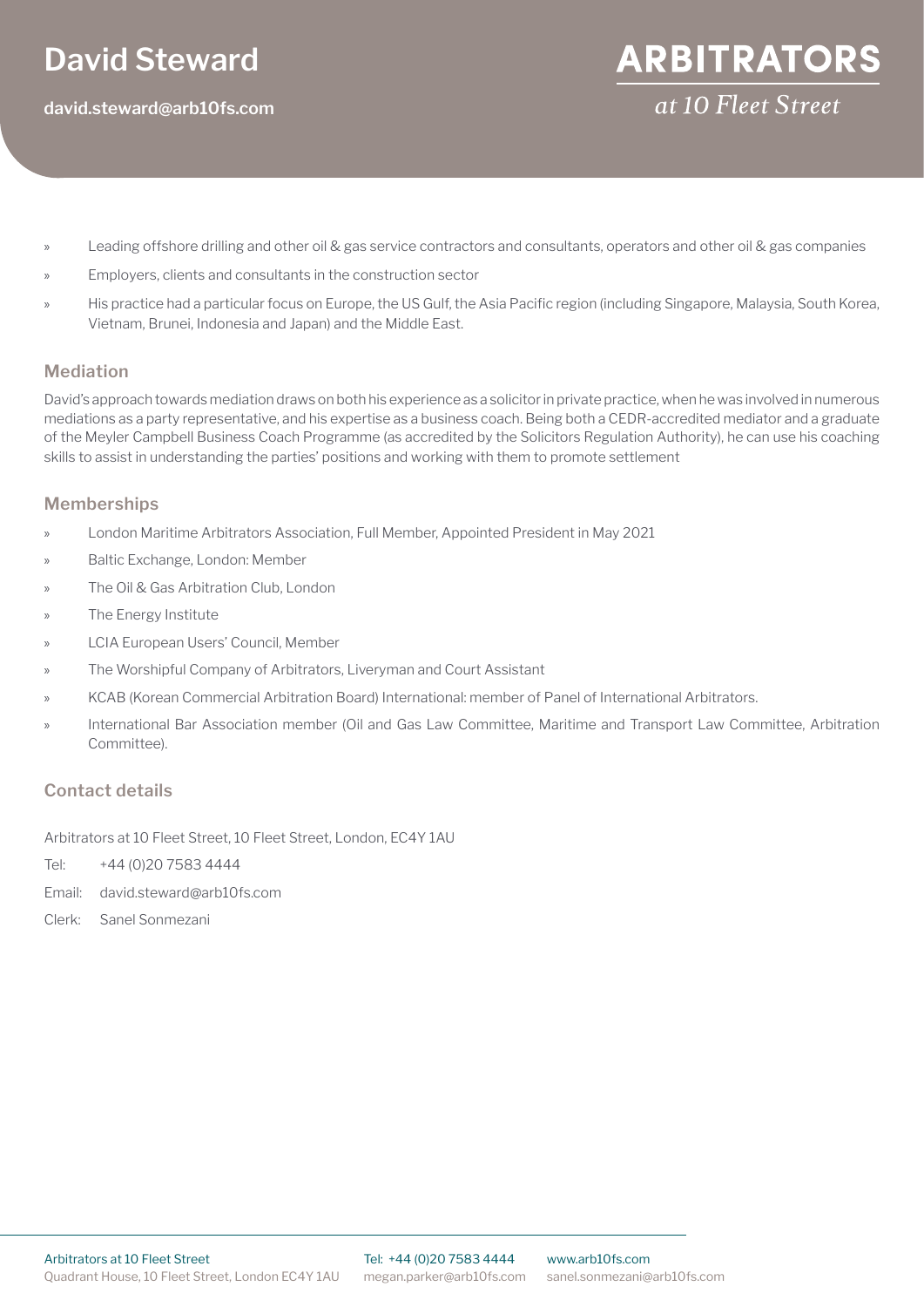- Leading offshore drilling and other oil & gas service contractors and consultants, operators and other oil & gas companies
- Employers, clients and consultants in the construction sector
- His practice had a particular focus on Europe, the US Gulf, the Asia Pacific region (including Singapore, Malaysia, South Korea, Vietnam, Brunei, Indonesia and Japan) and the Middle East.

## Mediation

David's approach towards mediation draws on both his experience as a solicitor in private practice, when he was involved in numerous mediations as a party representative, and his expertise as a business coach. Being both a CEDR-accredited mediator and a graduate of the Meyler Campbell Business Coach Programme (as accredited by the Solicitors Regulation Authority), he can use his coaching skills to assist in understanding the parties' positions and working with them to promote settlement

## Memberships

- London Maritime Arbitrators Association, Full Member, Appointed President in May 2021
- Baltic Exchange, London: Member
- The Oil & Gas Arbitration Club, London
- The Energy Institute
- LCIA European Users' Council, Member
- The Worshipful Company of Arbitrators, Liveryman and Court Assistant
- KCAB (Korean Commercial Arbitration Board) International: member of Panel of International Arbitrators.
- International Bar Association member (Oil and Gas Law Committee, Maritime and Transport Law Committee, Arbitration Committee).

## Contact details

Arbitrators at 10 Fleet Street, 10 Fleet Street, London, EC4Y 1AU

Tel: +44 (0)20 7583 4444

Email: david.steward@arb10fs.com

Clerk: Sanel Sonmezani